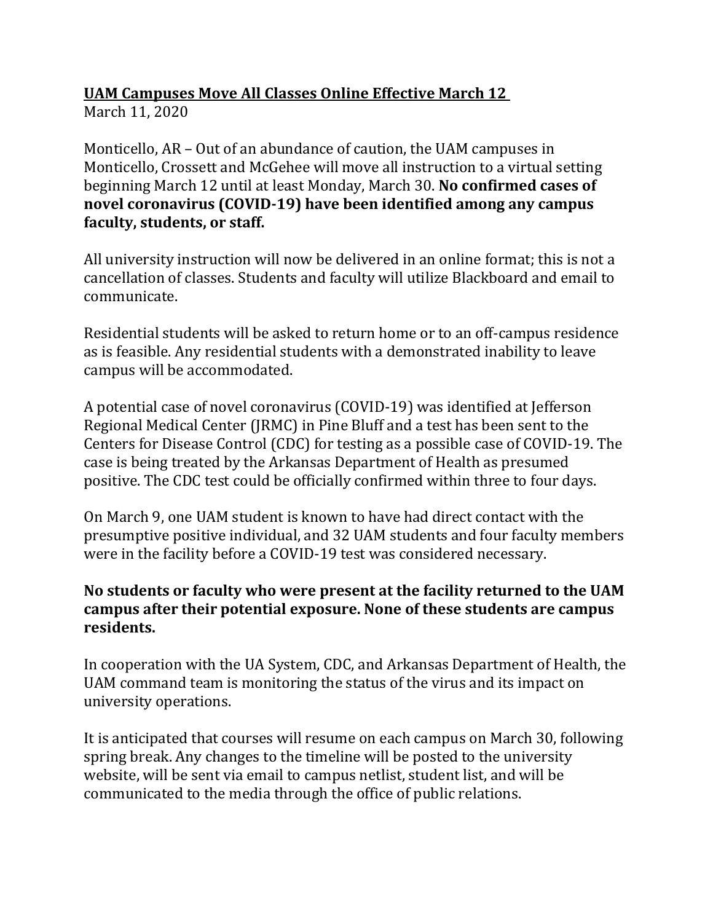**UAM Campuses Move All Classes Online Effective March 12**

March 11, 2020

Monticello, AR – Out of an abundance of caution, the UAM campuses in Monticello, Crossett and McGehee will move all instruction to a virtual setting beginning March 12 until at least Monday, March 30. **No confirmed cases of novel coronavirus (COVID-19) have been identified among any campus faculty, students, or staff.**

All university instruction will now be delivered in an online format; this is not a cancellation of classes. Students and faculty will utilize Blackboard and email to communicate.

Residential students will be asked to return home or to an off-campus residence as is feasible. Any residential students with a demonstrated inability to leave campus will be accommodated.

A potential case of novel coronavirus (COVID-19) was identified at Jefferson Regional Medical Center (JRMC) in Pine Bluff and a test has been sent to the Centers for Disease Control (CDC) for testing as a possible case of COVID-19. The case is being treated by the Arkansas Department of Health as presumed positive. The CDC test could be officially confirmed within three to four days.

On March 9, one UAM student is known to have had direct contact with the presumptive positive individual, and 32 UAM students and four faculty members were in the facility before a COVID-19 test was considered necessary.

**No students or faculty who were present at the facility returned to the UAM campus after their potential exposure. None of these students are campus residents.**

In cooperation with the UA System, CDC, and Arkansas Department of Health, the UAM command team is monitoring the status of the virus and its impact on university operations.

It is anticipated that courses will resume on each campus on March 30, following spring break. Any changes to the timeline will be posted to the university website, will be sent via email to campus netlist, student list, and will be communicated to the media through the office of public relations.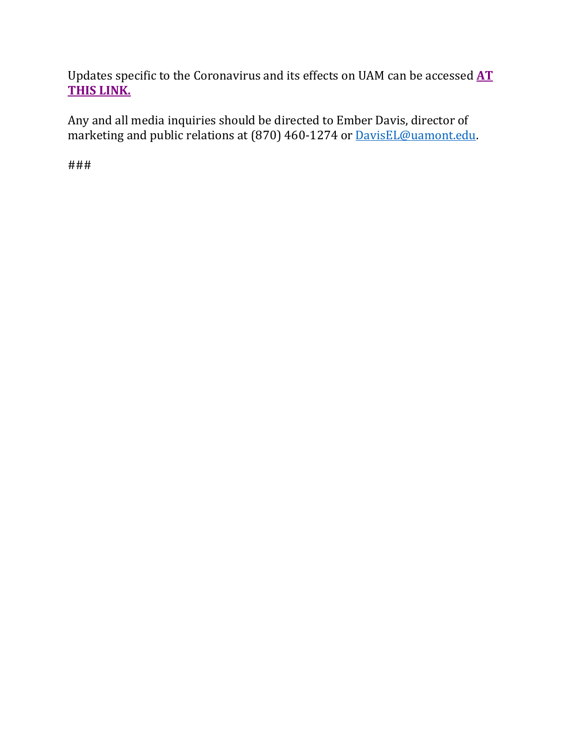Updates specific to the Coronavirus and its effects on UAM can be accessed **AT THIS LINK.**

Any and all media inquiries should be directed to Ember Davis, director of marketing and public relations at (870) 460-1274 or DavisEL@uamont.edu.

###